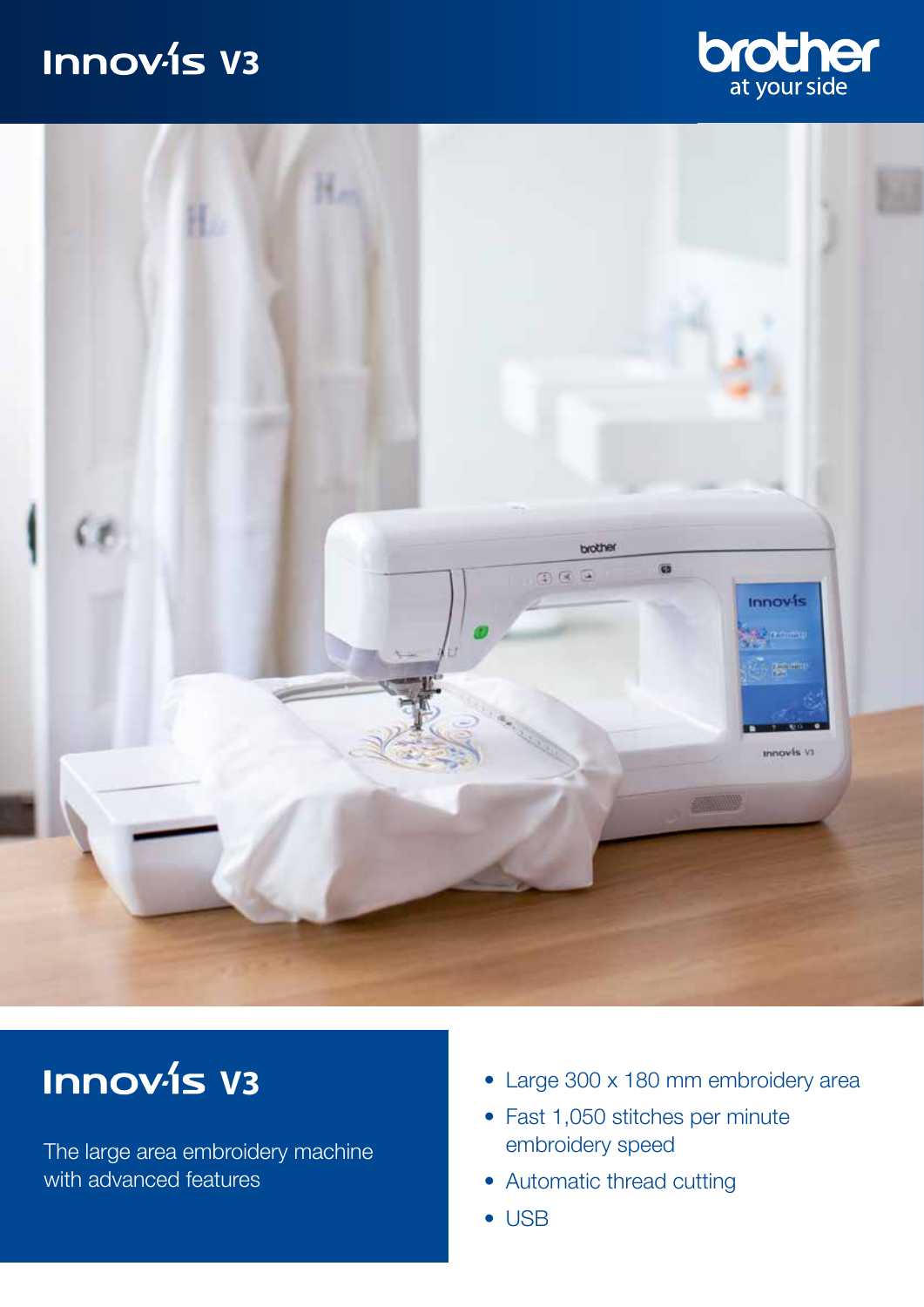# Innov-is V3

brother
at your side

## Innov-is V3

The large area embroidery machine with advanced features

- Large 300 x 180 mm embroidery area
- Fast 1,050 stitches per minute embroidery speed
- Automatic thread cutting
- USB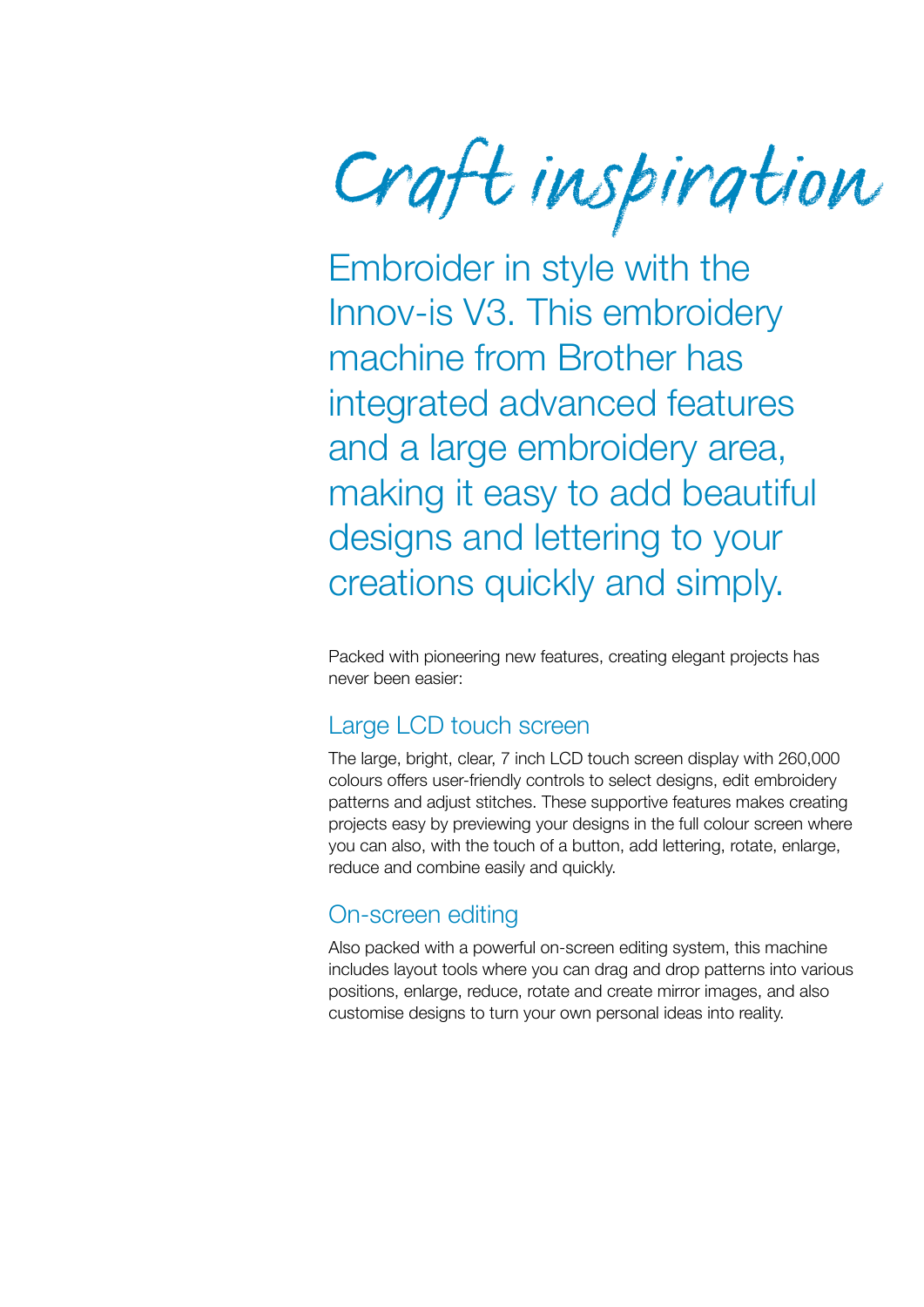# Craft inspiration

Embroider in style with the Innov-is V3. This embroidery machine from Brother has integrated advanced features and a large embroidery area, making it easy to add beautiful designs and lettering to your creations quickly and simply.

Packed with pioneering new features, creating elegant projects has never been easier:

## Large LCD touch screen

The large, bright, clear, 7 inch LCD touch screen display with 260,000 colours offers user-friendly controls to select designs, edit embroidery patterns and adjust stitches. These supportive features makes creating projects easy by previewing your designs in the full colour screen where you can also, with the touch of a button, add lettering, rotate, enlarge, reduce and combine easily and quickly.

## On-screen editing

Also packed with a powerful on-screen editing system, this machine includes layout tools where you can drag and drop patterns into various positions, enlarge, reduce, rotate and create mirror images, and also customise designs to turn your own personal ideas into reality.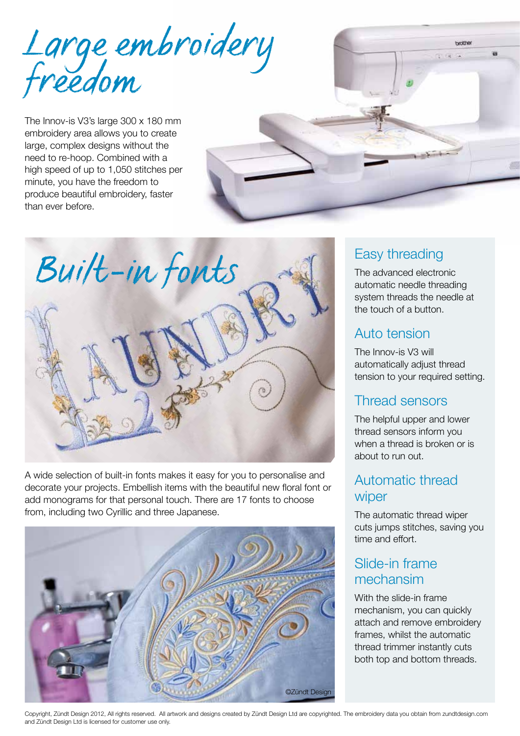# Large embroidery freedom

The Innov-is V3's large 300 x 180 mm embroidery area allows you to create large, complex designs without the need to re-hoop. Combined with a high speed of up to 1,050 stitches per minute, you have the freedom to produce beautiful embroidery, faster than ever before.

# Built-in fonts

A wide selection of built-in fonts makes it easy for you to personalise and decorate your projects. Embellish items with the beautiful new floral font or add monograms for that personal touch. There are 17 fonts to choose from, including two Cyrillic and three Japanese.

©Zündt Design

## Easy threading

The advanced electronic automatic needle threading system threads the needle at the touch of a button.

## Auto tension

The Innov-is V3 will automatically adjust thread tension to your required setting.

## Thread sensors

The helpful upper and lower thread sensors inform you when a thread is broken or is about to run out.

## Automatic thread wiper

The automatic thread wiper cuts jumps stitches, saving you time and effort.

## Slide-in frame mechansim

With the slide-in frame mechanism, you can quickly attach and remove embroidery frames, whilst the automatic thread trimmer instantly cuts both top and bottom threads.

Copyright, Zündt Design 2012, All rights reserved. All artwork and designs created by Zündt Design Ltd are copyrighted. The embroidery data you obtain from zundtdesign.com and Zündt Design Ltd is licensed for customer use only.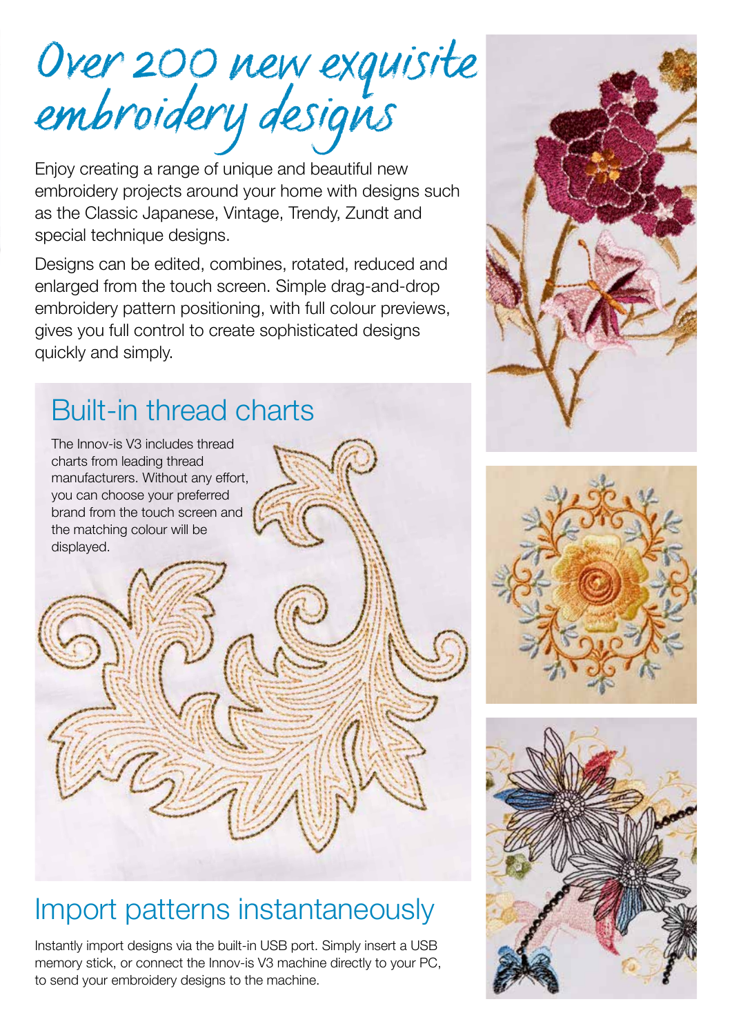# Over 200 new exquisite embroidery designs

Enjoy creating a range of unique and beautiful new embroidery projects around your home with designs such as the Classic Japanese, Vintage, Trendy, Zundt and special technique designs.

Designs can be edited, combines, rotated, reduced and enlarged from the touch screen. Simple drag-and-drop embroidery pattern positioning, with full colour previews, gives you full control to create sophisticated designs quickly and simply.

## Built-in thread charts

The Innov-is V3 includes thread charts from leading thread manufacturers. Without any effort, you can choose your preferred brand from the touch screen and the matching colour will be displayed.

## Import patterns instantaneously

Instantly import designs via the built-in USB port. Simply insert a USB memory stick, or connect the Innov-is V3 machine directly to your PC, to send your embroidery designs to the machine.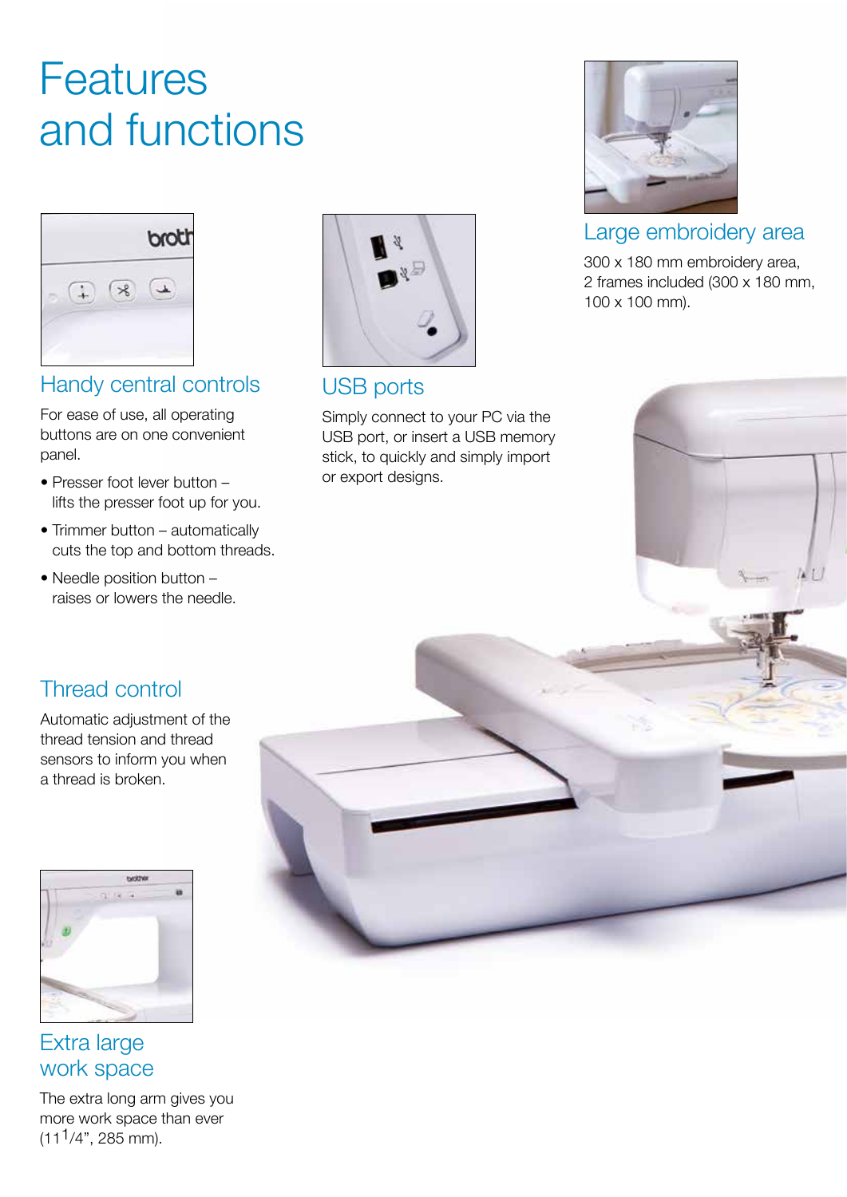# Features and functions

## Handy central controls

For ease of use, all operating buttons are on one convenient panel.

- Presser foot lever button – lifts the presser foot up for you.
- Trimmer button – automatically cuts the top and bottom threads.
- Needle position button – raises or lowers the needle.

## USB ports

Simply connect to your PC via the USB port, or insert a USB memory stick, to quickly and simply import or export designs.

## Large embroidery area

300 x 180 mm embroidery area, 2 frames included (300 x 180 mm, 100 x 100 mm).

## Thread control

Automatic adjustment of the thread tension and thread sensors to inform you when a thread is broken.

## Extra large work space

The extra long arm gives you more work space than ever (11 1/4", 285 mm).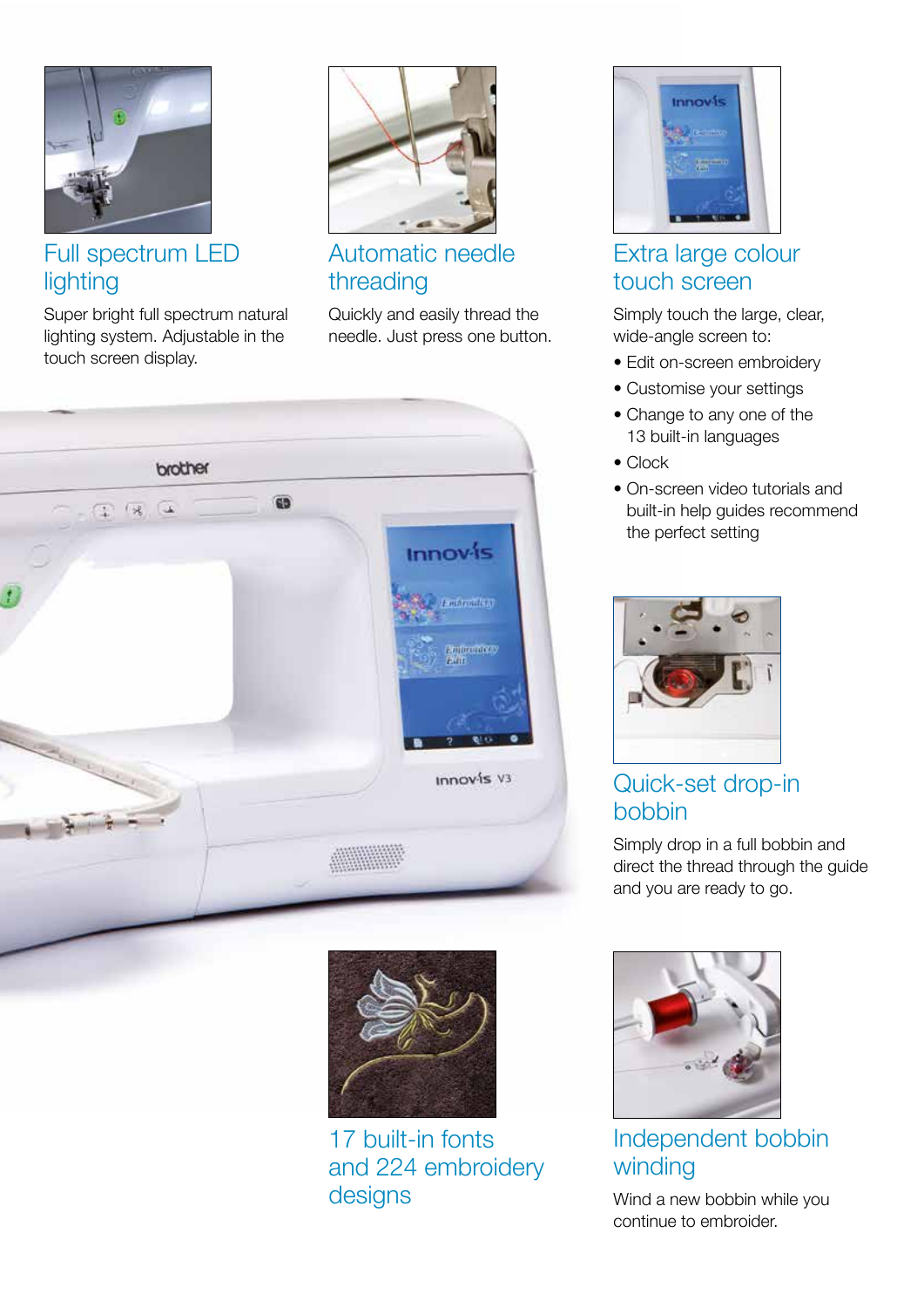## Full spectrum LED lighting

Super bright full spectrum natural lighting system. Adjustable in the touch screen display.

## Automatic needle threading

Quickly and easily thread the needle. Just press one button.

## Extra large colour touch screen

Simply touch the large, clear, wide-angle screen to:

- Edit on-screen embroidery
- Customise your settings
- Change to any one of the 13 built-in languages
- Clock
- On-screen video tutorials and built-in help guides recommend the perfect setting

## Quick-set drop-in bobbin

Simply drop in a full bobbin and direct the thread through the guide and you are ready to go.

## 17 built-in fonts and 224 embroidery designs

## Independent bobbin winding

Wind a new bobbin while you continue to embroider.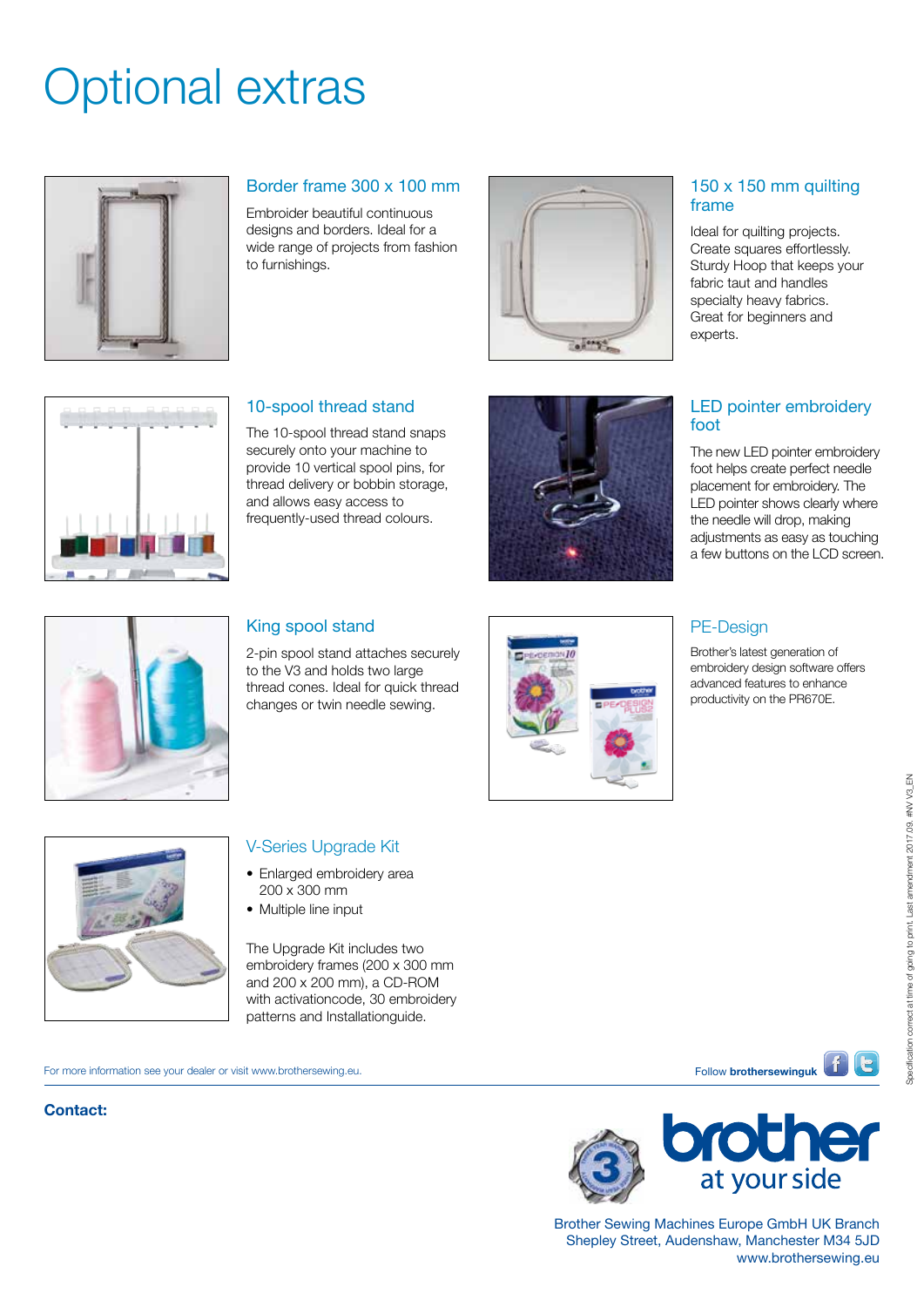# Optional extras

## Border frame 300 x 100 mm

Embroider beautiful continuous designs and borders. Ideal for a wide range of projects from fashion to furnishings.

## 150 x 150 mm quilting frame

Ideal for quilting projects. Create squares effortlessly. Sturdy Hoop that keeps your fabric taut and handles specialty heavy fabrics. Great for beginners and experts.

## 10-spool thread stand

The 10-spool thread stand snaps securely onto your machine to provide 10 vertical spool pins, for thread delivery or bobbin storage, and allows easy access to frequently-used thread colours.

## LED pointer embroidery foot

The new LED pointer embroidery foot helps create perfect needle placement for embroidery. The LED pointer shows clearly where the needle will drop, making adjustments as easy as touching a few buttons on the LCD screen.

## King spool stand

2-pin spool stand attaches securely to the V3 and holds two large thread cones. Ideal for quick thread changes or twin needle sewing.

## PE-Design

Brother's latest generation of embroidery design software offers advanced features to enhance productivity on the PR670E.

## V-Series Upgrade Kit

- Enlarged embroidery area 200 x 300 mm
- Multiple line input

The Upgrade Kit includes two embroidery frames (200 x 300 mm and 200 x 200 mm), a CD-ROM with activationcode, 30 embroidery patterns and Installationguide.

For more information see your dealer or visit www.brothersewing.eu.

Follow **brothersewinguk**

**Contact:**

brother at your side

Brother Sewing Machines Europe GmbH UK Branch
Shepley Street, Audenshaw, Manchester M34 5JD
www.brothersewing.eu

Specification correct at time of going to print. Last amendment 2017.09. #NV V3_EN